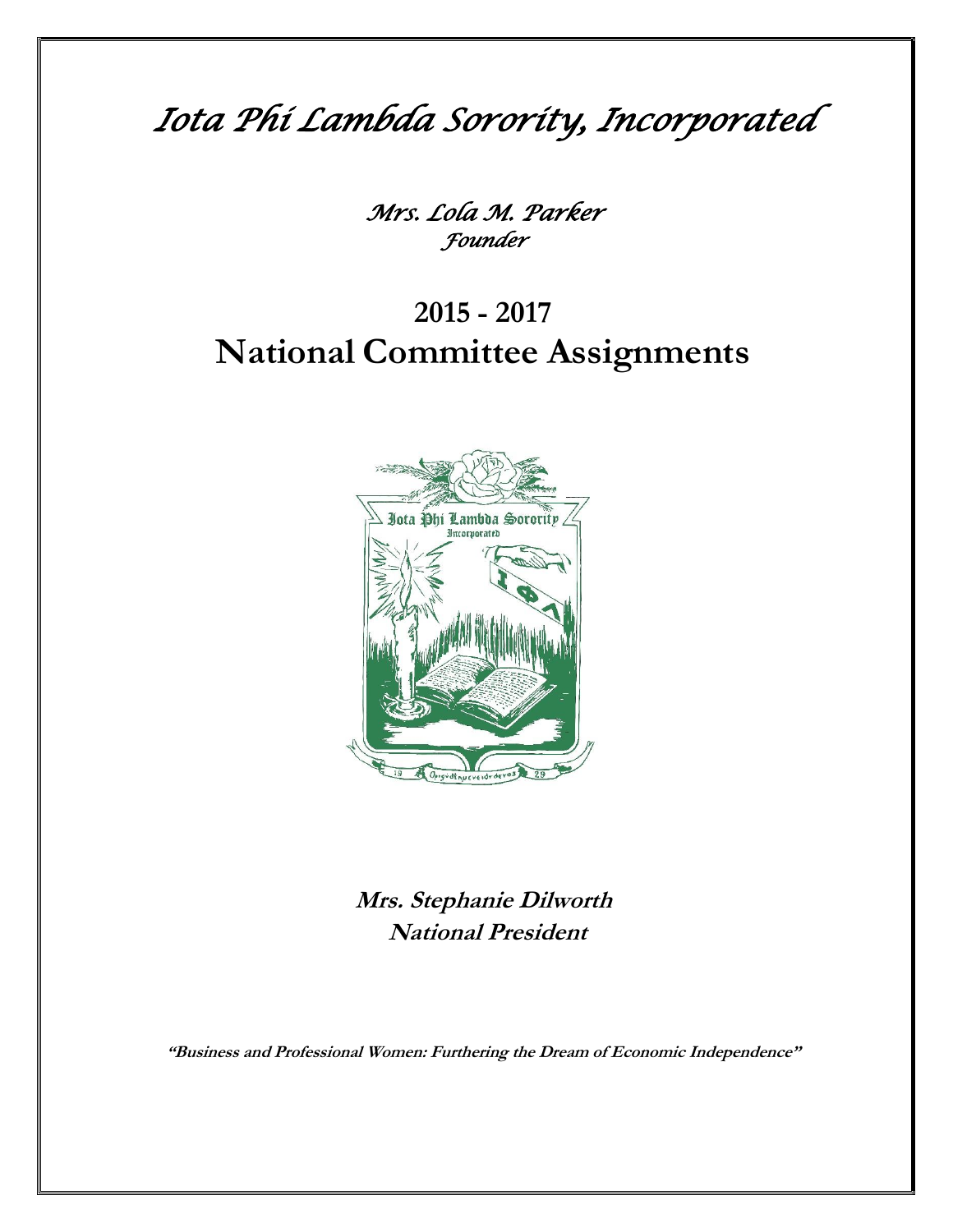# *Iota Phi Lambda Sorority, Incorporated*

*Mrs. Lola M. Parker*
*Founder*

## 2015 - 2017
## National Committee Assignments

**Mrs. Stephanie Dilworth**
**National President**

**"Business and Professional Women: Furthering the Dream of Economic Independence"**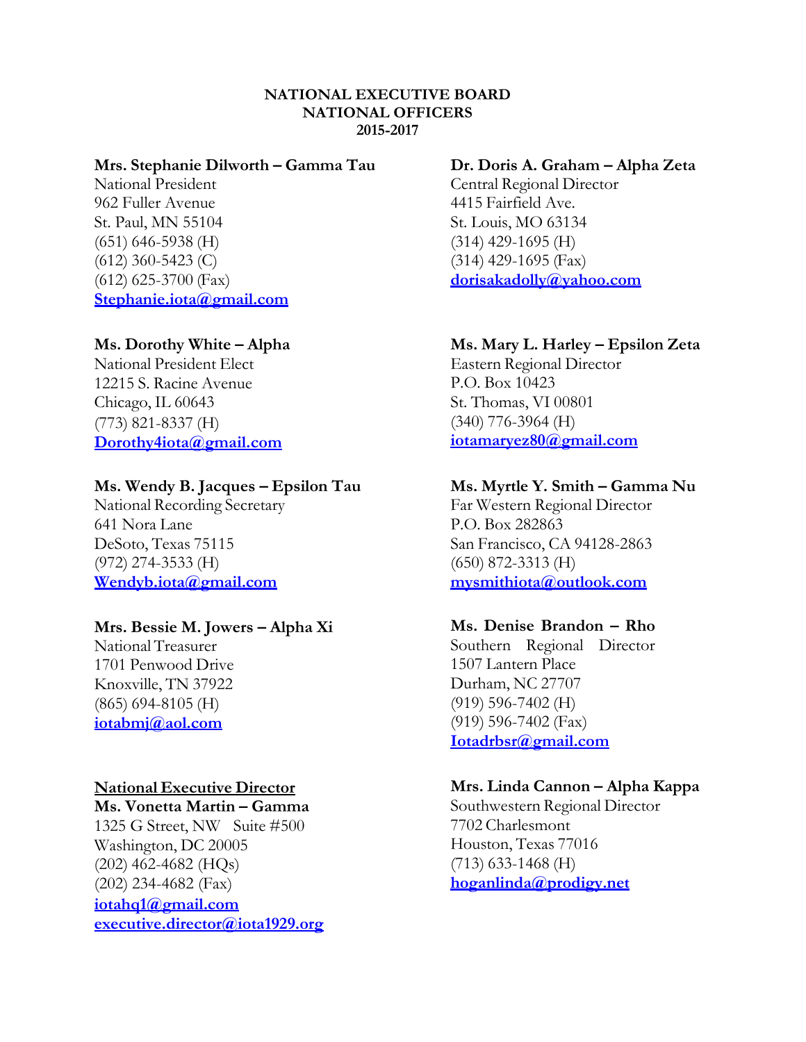# NATIONAL EXECUTIVE BOARD
# NATIONAL OFFICERS
## 2015-2017

**Mrs. Stephanie Dilworth – Gamma Tau**
National President
962 Fuller Avenue
St. Paul, MN 55104
(651) 646-5938 (H)
(612) 360-5423 (C)
(612) 625-3700 (Fax)
**Stephanie.iota@gmail.com**

**Ms. Dorothy White – Alpha**
National President Elect
12215 S. Racine Avenue
Chicago, IL 60643
(773) 821-8337 (H)
**Dorothy4iota@gmail.com**

**Ms. Wendy B. Jacques – Epsilon Tau**
National Recording Secretary
641 Nora Lane
DeSoto, Texas 75115
(972) 274-3533 (H)
**Wendyb.iota@gmail.com**

**Mrs. Bessie M. Jowers – Alpha Xi**
National Treasurer
1701 Penwood Drive
Knoxville, TN 37922
(865) 694-8105 (H)
**iotabmj@aol.com**

**National Executive Director**
**Ms. Vonetta Martin – Gamma**
1325 G Street, NW Suite #500
Washington, DC 20005
(202) 462-4682 (HQs)
(202) 234-4682 (Fax)
**iotahq1@gmail.com**
**executive.director@iota1929.org**

**Dr. Doris A. Graham – Alpha Zeta**
Central Regional Director
4415 Fairfield Ave.
St. Louis, MO 63134
(314) 429-1695 (H)
(314) 429-1695 (Fax)
**dorisakadolly@yahoo.com**

**Ms. Mary L. Harley – Epsilon Zeta**
Eastern Regional Director
P.O. Box 10423
St. Thomas, VI 00801
(340) 776-3964 (H)
**iotamaryez80@gmail.com**

**Ms. Myrtle Y. Smith – Gamma Nu**
Far Western Regional Director
P.O. Box 282863
San Francisco, CA 94128-2863
(650) 872-3313 (H)
**mysmithiota@outlook.com**

**Ms. Denise Brandon – Rho**
Southern Regional Director
1507 Lantern Place
Durham, NC 27707
(919) 596-7402 (H)
(919) 596-7402 (Fax)
**Iotadrbsr@gmail.com**

**Mrs. Linda Cannon – Alpha Kappa**
Southwestern Regional Director
7702 Charlesmont
Houston, Texas 77016
(713) 633-1468 (H)
**hoganlinda@prodigy.net**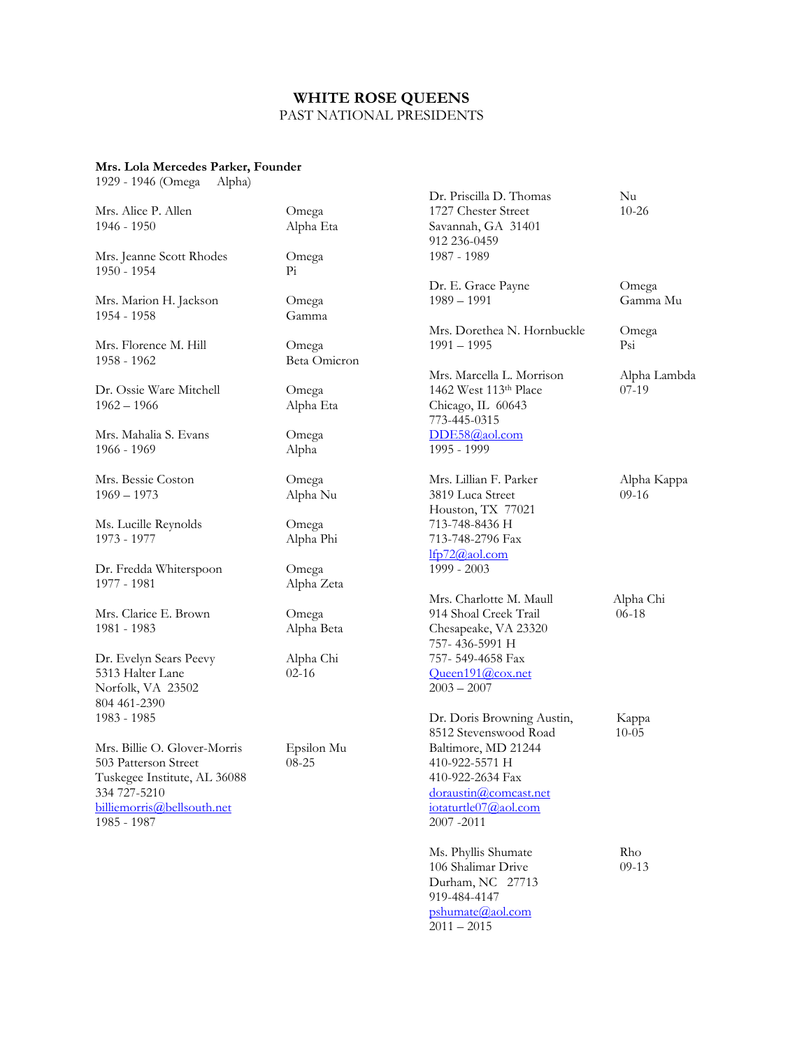# WHITE ROSE QUEENS

PAST NATIONAL PRESIDENTS

**Mrs. Lola Mercedes Parker, Founder**
1929 - 1946 (Omega Alpha)

Mrs. Alice P. Allen — Omega Alpha Eta
1946 - 1950

Mrs. Jeanne Scott Rhodes — Omega Pi
1950 - 1954

Mrs. Marion H. Jackson — Omega Gamma
1954 - 1958

Mrs. Florence M. Hill — Omega Beta Omicron
1958 - 1962

Dr. Ossie Ware Mitchell — Omega Alpha Eta
1962 – 1966

Mrs. Mahalia S. Evans — Omega Alpha
1966 - 1969

Mrs. Bessie Coston — Omega Alpha Nu
1969 – 1973

Ms. Lucille Reynolds — Omega Alpha Phi
1973 - 1977

Dr. Fredda Whiterspoon — Omega Alpha Zeta
1977 - 1981

Mrs. Clarice E. Brown — Omega Alpha Beta
1981 - 1983

Dr. Evelyn Sears Peevy — Alpha Chi 02-16
5313 Halter Lane
Norfolk, VA 23502
804 461-2390
1983 - 1985

Mrs. Billie O. Glover-Morris — Epsilon Mu 08-25
503 Patterson Street
Tuskegee Institute, AL 36088
334 727-5210
billiemorris@bellsouth.net
1985 - 1987

Dr. Priscilla D. Thomas — Nu 10-26
1727 Chester Street
Savannah, GA 31401
912 236-0459
1987 - 1989

Dr. E. Grace Payne — Omega Gamma Mu
1989 – 1991

Mrs. Dorethea N. Hornbuckle — Omega Psi
1991 – 1995

Mrs. Marcella L. Morrison — Alpha Lambda 07-19
1462 West 113th Place
Chicago, IL 60643
773-445-0315
DDE58@aol.com
1995 - 1999

Mrs. Lillian F. Parker — Alpha Kappa 09-16
3819 Luca Street
Houston, TX 77021
713-748-8436 H
713-748-2796 Fax
lfp72@aol.com
1999 - 2003

Mrs. Charlotte M. Maull — Alpha Chi 06-18
914 Shoal Creek Trail
Chesapeake, VA 23320
757- 436-5991 H
757- 549-4658 Fax
Queen191@cox.net
2003 – 2007

Dr. Doris Browning Austin, — Kappa 10-05
8512 Stevenswood Road
Baltimore, MD 21244
410-922-5571 H
410-922-2634 Fax
doraustin@comcast.net
iotaturtle07@aol.com
2007 -2011

Ms. Phyllis Shumate — Rho 09-13
106 Shalimar Drive
Durham, NC 27713
919-484-4147
pshumate@aol.com
2011 – 2015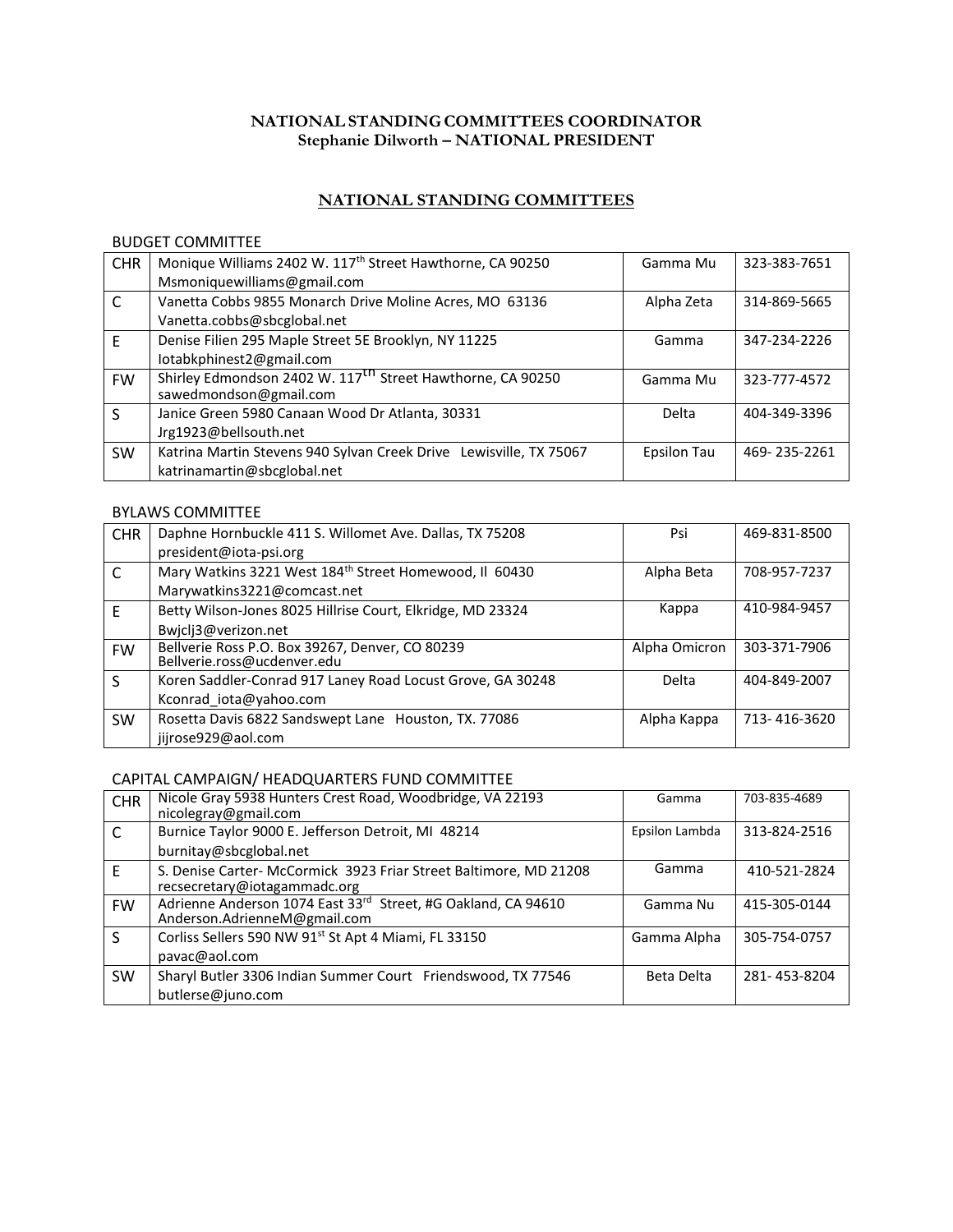**NATIONAL STANDING COMMITTEES COORDINATOR**
**Stephanie Dilworth – NATIONAL PRESIDENT**

## NATIONAL STANDING COMMITTEES

### BUDGET COMMITTEE

| | | | |
|---|---|---|---|
| CHR | Monique Williams 2402 W. 117th Street Hawthorne, CA 90250 Msmoniquewilliams@gmail.com | Gamma Mu | 323-383-7651 |
| C | Vanetta Cobbs 9855 Monarch Drive Moline Acres, MO 63136 Vanetta.cobbs@sbcglobal.net | Alpha Zeta | 314-869-5665 |
| E | Denise Filien 295 Maple Street 5E Brooklyn, NY 11225 Iotabkphinest2@gmail.com | Gamma | 347-234-2226 |
| FW | Shirley Edmondson 2402 W. 117th Street Hawthorne, CA 90250 sawedmondson@gmail.com | Gamma Mu | 323-777-4572 |
| S | Janice Green 5980 Canaan Wood Dr Atlanta, 30331 Jrg1923@bellsouth.net | Delta | 404-349-3396 |
| SW | Katrina Martin Stevens 940 Sylvan Creek Drive Lewisville, TX 75067 katrinamartin@sbcglobal.net | Epsilon Tau | 469- 235-2261 |

### BYLAWS COMMITTEE

| | | | |
|---|---|---|---|
| CHR | Daphne Hornbuckle 411 S. Willomet Ave. Dallas, TX 75208 president@iota-psi.org | Psi | 469-831-8500 |
| C | Mary Watkins 3221 West 184th Street Homewood, Il 60430 Marywatkins3221@comcast.net | Alpha Beta | 708-957-7237 |
| E | Betty Wilson-Jones 8025 Hillrise Court, Elkridge, MD 23324 Bwjclj3@verizon.net | Kappa | 410-984-9457 |
| FW | Bellverie Ross P.O. Box 39267, Denver, CO 80239 Bellverie.ross@ucdenver.edu | Alpha Omicron | 303-371-7906 |
| S | Koren Saddler-Conrad 917 Laney Road Locust Grove, GA 30248 Kconrad_iota@yahoo.com | Delta | 404-849-2007 |
| SW | Rosetta Davis 6822 Sandswept Lane Houston, TX. 77086 jijrose929@aol.com | Alpha Kappa | 713- 416-3620 |

### CAPITAL CAMPAIGN/ HEADQUARTERS FUND COMMITTEE

| | | | |
|---|---|---|---|
| CHR | Nicole Gray 5938 Hunters Crest Road, Woodbridge, VA 22193 nicolegray@gmail.com | Gamma | 703-835-4689 |
| C | Burnice Taylor 9000 E. Jefferson Detroit, MI 48214 burnitay@sbcglobal.net | Epsilon Lambda | 313-824-2516 |
| E | S. Denise Carter- McCormick 3923 Friar Street Baltimore, MD 21208 recsecretary@iotagammadc.org | Gamma | 410-521-2824 |
| FW | Adrienne Anderson 1074 East 33rd Street, #G Oakland, CA 94610 Anderson.AdrienneM@gmail.com | Gamma Nu | 415-305-0144 |
| S | Corliss Sellers 590 NW 91st St Apt 4 Miami, FL 33150 pavac@aol.com | Gamma Alpha | 305-754-0757 |
| SW | Sharyl Butler 3306 Indian Summer Court Friendswood, TX 77546 butlerse@juno.com | Beta Delta | 281- 453-8204 |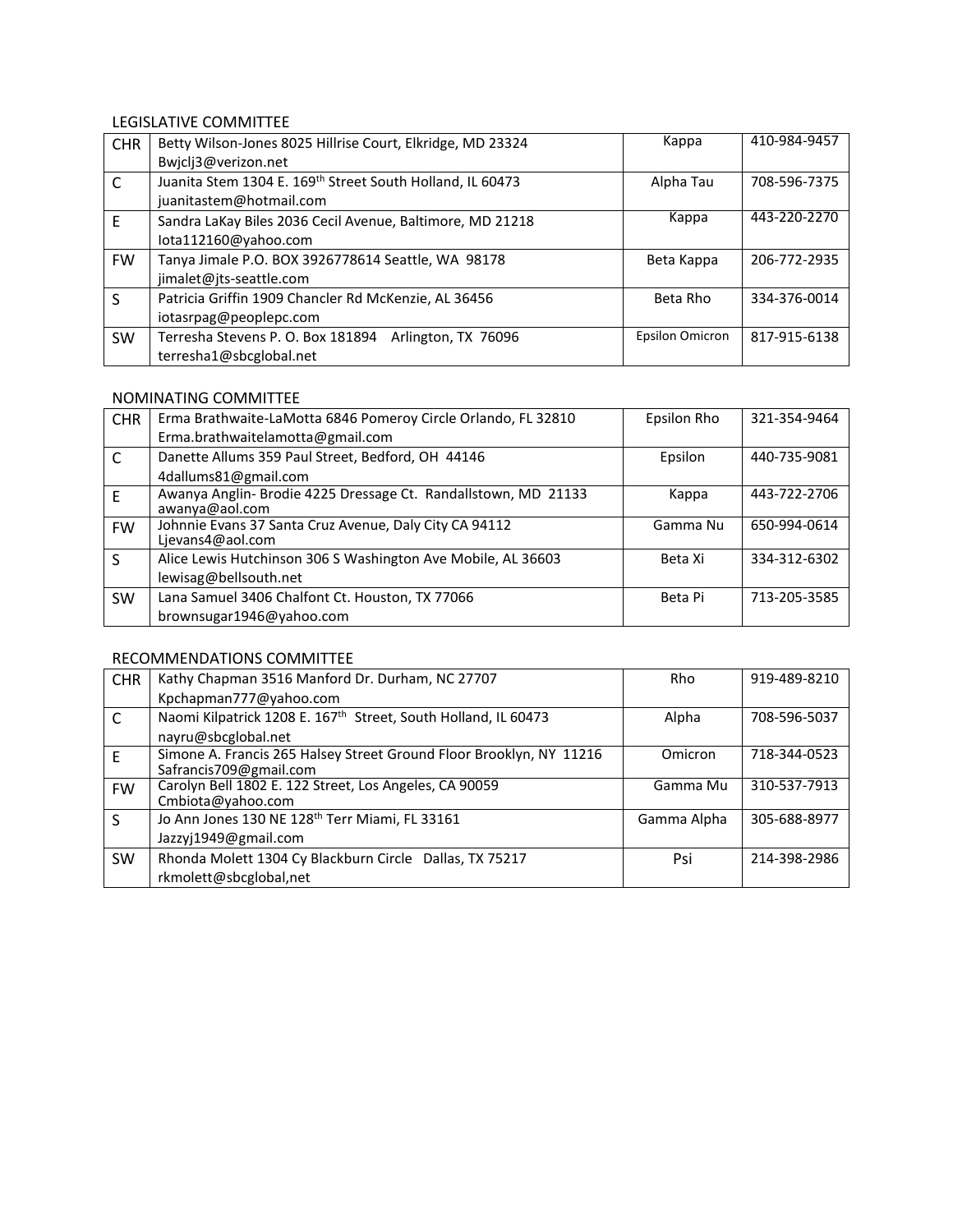LEGISLATIVE COMMITTEE

| | | | |
|---|---|---|---|
| CHR | Betty Wilson-Jones 8025 Hillrise Court, Elkridge, MD 23324 Bwjclj3@verizon.net | Kappa | 410-984-9457 |
| C | Juanita Stem 1304 E. 169th Street South Holland, IL 60473 juanitastem@hotmail.com | Alpha Tau | 708-596-7375 |
| E | Sandra LaKay Biles 2036 Cecil Avenue, Baltimore, MD 21218 Iota112160@yahoo.com | Kappa | 443-220-2270 |
| FW | Tanya Jimale P.O. BOX 3926778614 Seattle, WA 98178 jimalet@jts-seattle.com | Beta Kappa | 206-772-2935 |
| S | Patricia Griffin 1909 Chancler Rd McKenzie, AL 36456 iotasrpag@peoplepc.com | Beta Rho | 334-376-0014 |
| SW | Terresha Stevens P. O. Box 181894 Arlington, TX 76096 terresha1@sbcglobal.net | Epsilon Omicron | 817-915-6138 |

NOMINATING COMMITTEE

| | | | |
|---|---|---|---|
| CHR | Erma Brathwaite-LaMotta 6846 Pomeroy Circle Orlando, FL 32810 Erma.brathwaitelamotta@gmail.com | Epsilon Rho | 321-354-9464 |
| C | Danette Allums 359 Paul Street, Bedford, OH 44146 4dallums81@gmail.com | Epsilon | 440-735-9081 |
| E | Awanya Anglin- Brodie 4225 Dressage Ct. Randallstown, MD 21133 awanya@aol.com | Kappa | 443-722-2706 |
| FW | Johnnie Evans 37 Santa Cruz Avenue, Daly City CA 94112 Ljevans4@aol.com | Gamma Nu | 650-994-0614 |
| S | Alice Lewis Hutchinson 306 S Washington Ave Mobile, AL 36603 lewisag@bellsouth.net | Beta Xi | 334-312-6302 |
| SW | Lana Samuel 3406 Chalfont Ct. Houston, TX 77066 brownsugar1946@yahoo.com | Beta Pi | 713-205-3585 |

RECOMMENDATIONS COMMITTEE

| | | | |
|---|---|---|---|
| CHR | Kathy Chapman 3516 Manford Dr. Durham, NC 27707 Kpchapman777@yahoo.com | Rho | 919-489-8210 |
| C | Naomi Kilpatrick 1208 E. 167th Street, South Holland, IL 60473 nayru@sbcglobal.net | Alpha | 708-596-5037 |
| E | Simone A. Francis 265 Halsey Street Ground Floor Brooklyn, NY 11216 Safrancis709@gmail.com | Omicron | 718-344-0523 |
| FW | Carolyn Bell 1802 E. 122 Street, Los Angeles, CA 90059 Cmbiota@yahoo.com | Gamma Mu | 310-537-7913 |
| S | Jo Ann Jones 130 NE 128th Terr Miami, FL 33161 Jazzyj1949@gmail.com | Gamma Alpha | 305-688-8977 |
| SW | Rhonda Molett 1304 Cy Blackburn Circle Dallas, TX 75217 rkmolett@sbcglobal,net | Psi | 214-398-2986 |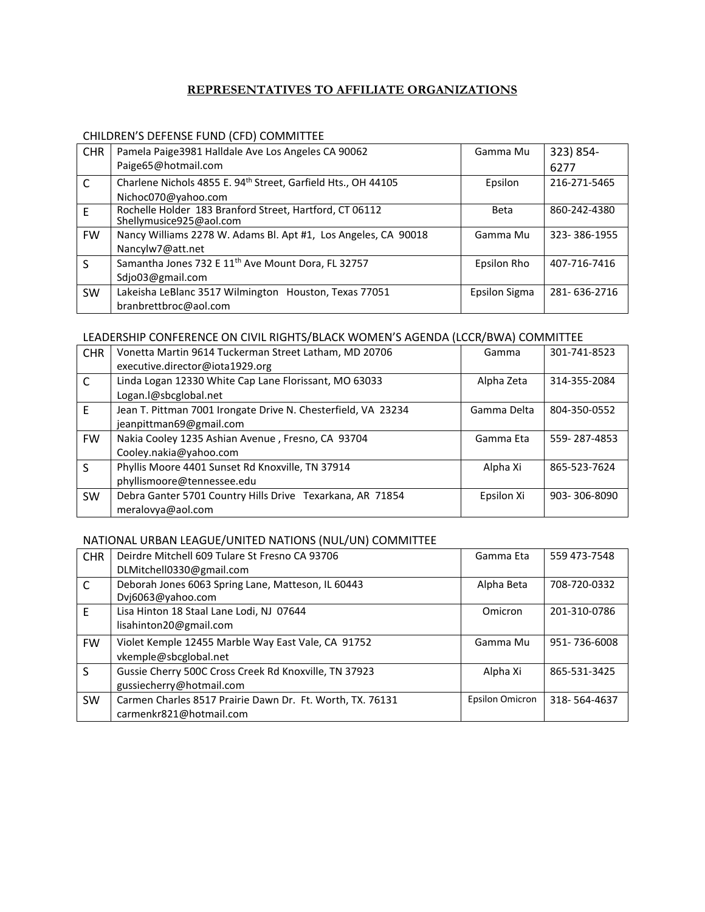# REPRESENTATIVES TO AFFILIATE ORGANIZATIONS

## CHILDREN'S DEFENSE FUND (CFD) COMMITTEE

| | | | |
|---|---|---|---|
| CHR | Pamela Paige3981 Halldale Ave Los Angeles CA 90062<br>Paige65@hotmail.com | Gamma Mu | 323) 854-6277 |
| C | Charlene Nichols 4855 E. 94th Street, Garfield Hts., OH 44105<br>Nichoc070@yahoo.com | Epsilon | 216-271-5465 |
| E | Rochelle Holder 183 Branford Street, Hartford, CT 06112<br>Shellymusice925@aol.com | Beta | 860-242-4380 |
| FW | Nancy Williams 2278 W. Adams Bl. Apt #1, Los Angeles, CA 90018<br>Nancylw7@att.net | Gamma Mu | 323- 386-1955 |
| S | Samantha Jones 732 E 11th Ave Mount Dora, FL 32757<br>Sdjo03@gmail.com | Epsilon Rho | 407-716-7416 |
| SW | Lakeisha LeBlanc 3517 Wilmington Houston, Texas 77051<br>branbrettbroc@aol.com | Epsilon Sigma | 281- 636-2716 |

## LEADERSHIP CONFERENCE ON CIVIL RIGHTS/BLACK WOMEN'S AGENDA (LCCR/BWA) COMMITTEE

| | | | |
|---|---|---|---|
| CHR | Vonetta Martin 9614 Tuckerman Street Latham, MD 20706<br>executive.director@iota1929.org | Gamma | 301-741-8523 |
| C | Linda Logan 12330 White Cap Lane Florissant, MO 63033<br>Logan.l@sbcglobal.net | Alpha Zeta | 314-355-2084 |
| E | Jean T. Pittman 7001 Irongate Drive N. Chesterfield, VA 23234<br>jeanpittman69@gmail.com | Gamma Delta | 804-350-0552 |
| FW | Nakia Cooley 1235 Ashian Avenue , Fresno, CA 93704<br>Cooley.nakia@yahoo.com | Gamma Eta | 559- 287-4853 |
| S | Phyllis Moore 4401 Sunset Rd Knoxville, TN 37914<br>phyllismoore@tennessee.edu | Alpha Xi | 865-523-7624 |
| SW | Debra Ganter 5701 Country Hills Drive Texarkana, AR 71854<br>meralovya@aol.com | Epsilon Xi | 903- 306-8090 |

## NATIONAL URBAN LEAGUE/UNITED NATIONS (NUL/UN) COMMITTEE

| | | | |
|---|---|---|---|
| CHR | Deirdre Mitchell 609 Tulare St Fresno CA 93706<br>DLMitchell0330@gmail.com | Gamma Eta | 559 473-7548 |
| C | Deborah Jones 6063 Spring Lane, Matteson, IL 60443<br>Dvj6063@yahoo.com | Alpha Beta | 708-720-0332 |
| E | Lisa Hinton 18 Staal Lane Lodi, NJ 07644<br>lisahinton20@gmail.com | Omicron | 201-310-0786 |
| FW | Violet Kemple 12455 Marble Way East Vale, CA 91752<br>vkemple@sbcglobal.net | Gamma Mu | 951- 736-6008 |
| S | Gussie Cherry 500C Cross Creek Rd Knoxville, TN 37923<br>gussiecherry@hotmail.com | Alpha Xi | 865-531-3425 |
| SW | Carmen Charles 8517 Prairie Dawn Dr. Ft. Worth, TX. 76131<br>carmenkr821@hotmail.com | Epsilon Omicron | 318- 564-4637 |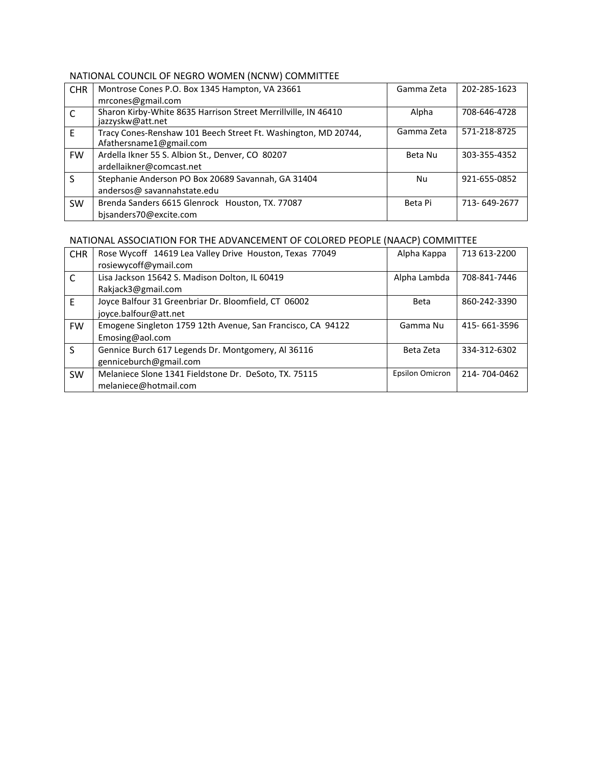NATIONAL COUNCIL OF NEGRO WOMEN (NCNW) COMMITTEE

| | | | |
|---|---|---|---|
| CHR | Montrose Cones P.O. Box 1345 Hampton, VA 23661<br>mrcones@gmail.com | Gamma Zeta | 202-285-1623 |
| C | Sharon Kirby-White 8635 Harrison Street Merrillville, IN 46410<br>jazzyskw@att.net | Alpha | 708-646-4728 |
| E | Tracy Cones-Renshaw 101 Beech Street Ft. Washington, MD 20744,<br>Afathersname1@gmail.com | Gamma Zeta | 571-218-8725 |
| FW | Ardella Ikner 55 S. Albion St., Denver, CO 80207<br>ardellaikner@comcast.net | Beta Nu | 303-355-4352 |
| S | Stephanie Anderson PO Box 20689 Savannah, GA 31404<br>andersos@ savannahstate.edu | Nu | 921-655-0852 |
| SW | Brenda Sanders 6615 Glenrock Houston, TX. 77087<br>bjsanders70@excite.com | Beta Pi | 713- 649-2677 |

NATIONAL ASSOCIATION FOR THE ADVANCEMENT OF COLORED PEOPLE (NAACP) COMMITTEE

| | | | |
|---|---|---|---|
| CHR | Rose Wycoff 14619 Lea Valley Drive Houston, Texas 77049<br>rosiewycoff@ymail.com | Alpha Kappa | 713 613-2200 |
| C | Lisa Jackson 15642 S. Madison Dolton, IL 60419<br>Rakjack3@gmail.com | Alpha Lambda | 708-841-7446 |
| E | Joyce Balfour 31 Greenbriar Dr. Bloomfield, CT 06002<br>joyce.balfour@att.net | Beta | 860-242-3390 |
| FW | Emogene Singleton 1759 12th Avenue, San Francisco, CA 94122<br>Emosing@aol.com | Gamma Nu | 415- 661-3596 |
| S | Gennice Burch 617 Legends Dr. Montgomery, Al 36116<br>genniceburch@gmail.com | Beta Zeta | 334-312-6302 |
| SW | Melaniece Slone 1341 Fieldstone Dr. DeSoto, TX. 75115<br>melaniece@hotmail.com | Epsilon Omicron | 214- 704-0462 |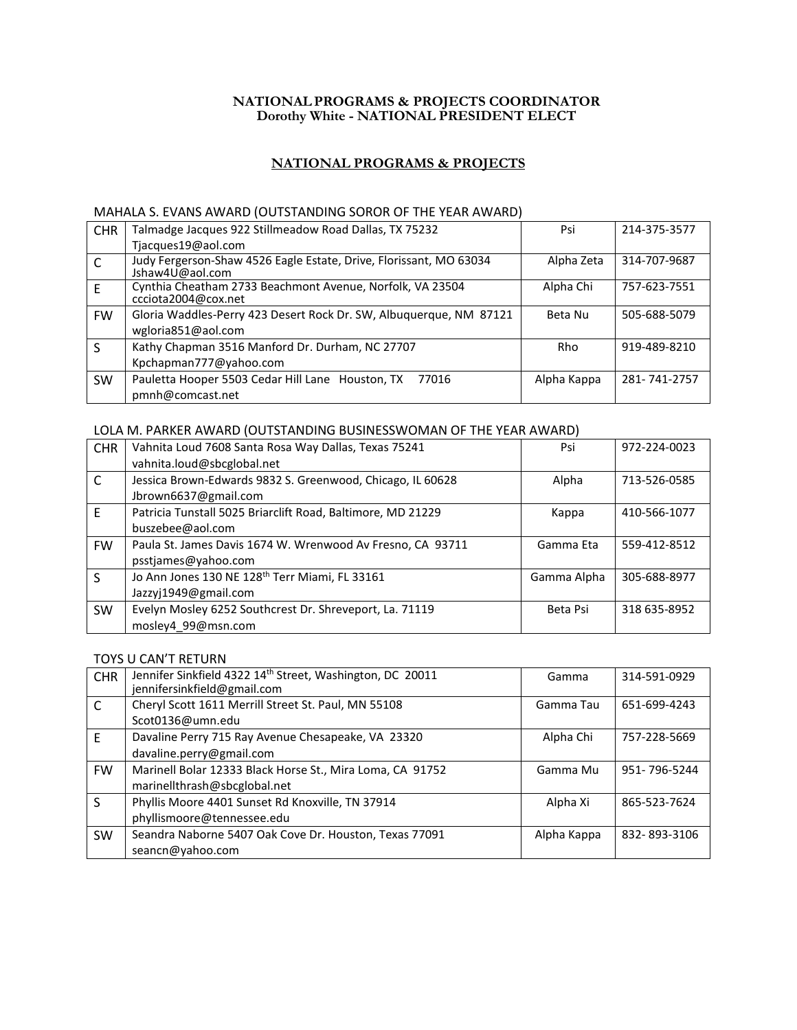**NATIONAL PROGRAMS & PROJECTS COORDINATOR**
**Dorothy White - NATIONAL PRESIDENT ELECT**

## NATIONAL PROGRAMS & PROJECTS

MAHALA S. EVANS AWARD (OUTSTANDING SOROR OF THE YEAR AWARD)

| | | | |
|---|---|---|---|
| CHR | Talmadge Jacques 922 Stillmeadow Road Dallas, TX 75232 Tjacques19@aol.com | Psi | 214-375-3577 |
| C | Judy Fergerson-Shaw 4526 Eagle Estate, Drive, Florissant, MO 63034 Jshaw4U@aol.com | Alpha Zeta | 314-707-9687 |
| E | Cynthia Cheatham 2733 Beachmont Avenue, Norfolk, VA 23504 ccciota2004@cox.net | Alpha Chi | 757-623-7551 |
| FW | Gloria Waddles-Perry 423 Desert Rock Dr. SW, Albuquerque, NM 87121 wgloria851@aol.com | Beta Nu | 505-688-5079 |
| S | Kathy Chapman 3516 Manford Dr. Durham, NC 27707 Kpchapman777@yahoo.com | Rho | 919-489-8210 |
| SW | Pauletta Hooper 5503 Cedar Hill Lane Houston, TX 77016 pmnh@comcast.net | Alpha Kappa | 281- 741-2757 |

LOLA M. PARKER AWARD (OUTSTANDING BUSINESSWOMAN OF THE YEAR AWARD)

| | | | |
|---|---|---|---|
| CHR | Vahnita Loud 7608 Santa Rosa Way Dallas, Texas 75241 vahnita.loud@sbcglobal.net | Psi | 972-224-0023 |
| C | Jessica Brown-Edwards 9832 S. Greenwood, Chicago, IL 60628 Jbrown6637@gmail.com | Alpha | 713-526-0585 |
| E | Patricia Tunstall 5025 Briarclift Road, Baltimore, MD 21229 buszebee@aol.com | Kappa | 410-566-1077 |
| FW | Paula St. James Davis 1674 W. Wrenwood Av Fresno, CA 93711 psstjames@yahoo.com | Gamma Eta | 559-412-8512 |
| S | Jo Ann Jones 130 NE 128th Terr Miami, FL 33161 Jazzyj1949@gmail.com | Gamma Alpha | 305-688-8977 |
| SW | Evelyn Mosley 6252 Southcrest Dr. Shreveport, La. 71119 mosley4_99@msn.com | Beta Psi | 318 635-8952 |

TOYS U CAN'T RETURN

| | | | |
|---|---|---|---|
| CHR | Jennifer Sinkfield 4322 14th Street, Washington, DC 20011 jennifersinkfield@gmail.com | Gamma | 314-591-0929 |
| C | Cheryl Scott 1611 Merrill Street St. Paul, MN 55108 Scot0136@umn.edu | Gamma Tau | 651-699-4243 |
| E | Davaline Perry 715 Ray Avenue Chesapeake, VA 23320 davaline.perry@gmail.com | Alpha Chi | 757-228-5669 |
| FW | Marinell Bolar 12333 Black Horse St., Mira Loma, CA 91752 marinellthrash@sbcglobal.net | Gamma Mu | 951- 796-5244 |
| S | Phyllis Moore 4401 Sunset Rd Knoxville, TN 37914 phyllismoore@tennessee.edu | Alpha Xi | 865-523-7624 |
| SW | Seandra Naborne 5407 Oak Cove Dr. Houston, Texas 77091 seancn@yahoo.com | Alpha Kappa | 832- 893-3106 |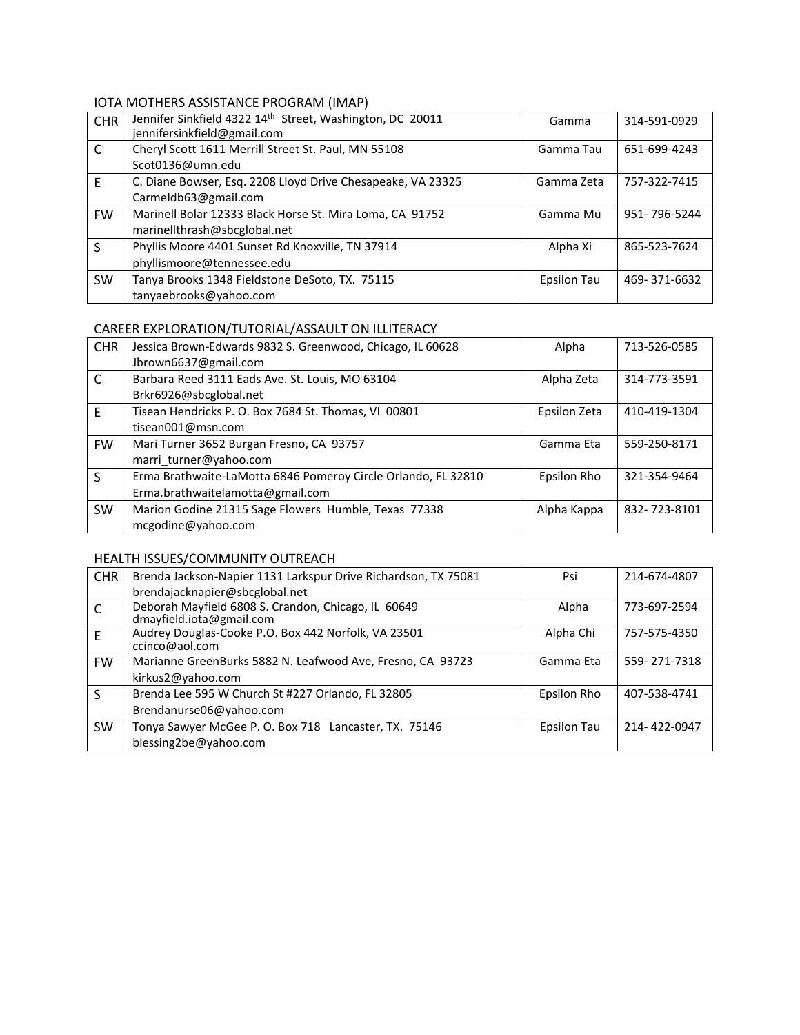## IOTA MOTHERS ASSISTANCE PROGRAM (IMAP)

| | | | |
|---|---|---|---|
| CHR | Jennifer Sinkfield 4322 14th Street, Washington, DC 20011<br>jennifersinkfield@gmail.com | Gamma | 314-591-0929 |
| C | Cheryl Scott 1611 Merrill Street St. Paul, MN 55108<br>Scot0136@umn.edu | Gamma Tau | 651-699-4243 |
| E | C. Diane Bowser, Esq. 2208 Lloyd Drive Chesapeake, VA 23325<br>Carmeldb63@gmail.com | Gamma Zeta | 757-322-7415 |
| FW | Marinell Bolar 12333 Black Horse St. Mira Loma, CA 91752<br>marinellthrash@sbcglobal.net | Gamma Mu | 951- 796-5244 |
| S | Phyllis Moore 4401 Sunset Rd Knoxville, TN 37914<br>phyllismoore@tennessee.edu | Alpha Xi | 865-523-7624 |
| SW | Tanya Brooks 1348 Fieldstone DeSoto, TX. 75115<br>tanyaebrooks@yahoo.com | Epsilon Tau | 469- 371-6632 |

## CAREER EXPLORATION/TUTORIAL/ASSAULT ON ILLITERACY

| | | | |
|---|---|---|---|
| CHR | Jessica Brown-Edwards 9832 S. Greenwood, Chicago, IL 60628<br>Jbrown6637@gmail.com | Alpha | 713-526-0585 |
| C | Barbara Reed 3111 Eads Ave. St. Louis, MO 63104<br>Brkr6926@sbcglobal.net | Alpha Zeta | 314-773-3591 |
| E | Tisean Hendricks P. O. Box 7684 St. Thomas, VI 00801<br>tisean001@msn.com | Epsilon Zeta | 410-419-1304 |
| FW | Mari Turner 3652 Burgan Fresno, CA 93757<br>marri_turner@yahoo.com | Gamma Eta | 559-250-8171 |
| S | Erma Brathwaite-LaMotta 6846 Pomeroy Circle Orlando, FL 32810<br>Erma.brathwaitelamotta@gmail.com | Epsilon Rho | 321-354-9464 |
| SW | Marion Godine 21315 Sage Flowers Humble, Texas 77338<br>mcgodine@yahoo.com | Alpha Kappa | 832- 723-8101 |

## HEALTH ISSUES/COMMUNITY OUTREACH

| | | | |
|---|---|---|---|
| CHR | Brenda Jackson-Napier 1131 Larkspur Drive Richardson, TX 75081<br>brendajacknapier@sbcglobal.net | Psi | 214-674-4807 |
| C | Deborah Mayfield 6808 S. Crandon, Chicago, IL 60649<br>dmayfield.iota@gmail.com | Alpha | 773-697-2594 |
| E | Audrey Douglas-Cooke P.O. Box 442 Norfolk, VA 23501<br>ccinco@aol.com | Alpha Chi | 757-575-4350 |
| FW | Marianne GreenBurks 5882 N. Leafwood Ave, Fresno, CA 93723<br>kirkus2@yahoo.com | Gamma Eta | 559- 271-7318 |
| S | Brenda Lee 595 W Church St #227 Orlando, FL 32805<br>Brendanurse06@yahoo.com | Epsilon Rho | 407-538-4741 |
| SW | Tonya Sawyer McGee P. O. Box 718 Lancaster, TX. 75146<br>blessing2be@yahoo.com | Epsilon Tau | 214- 422-0947 |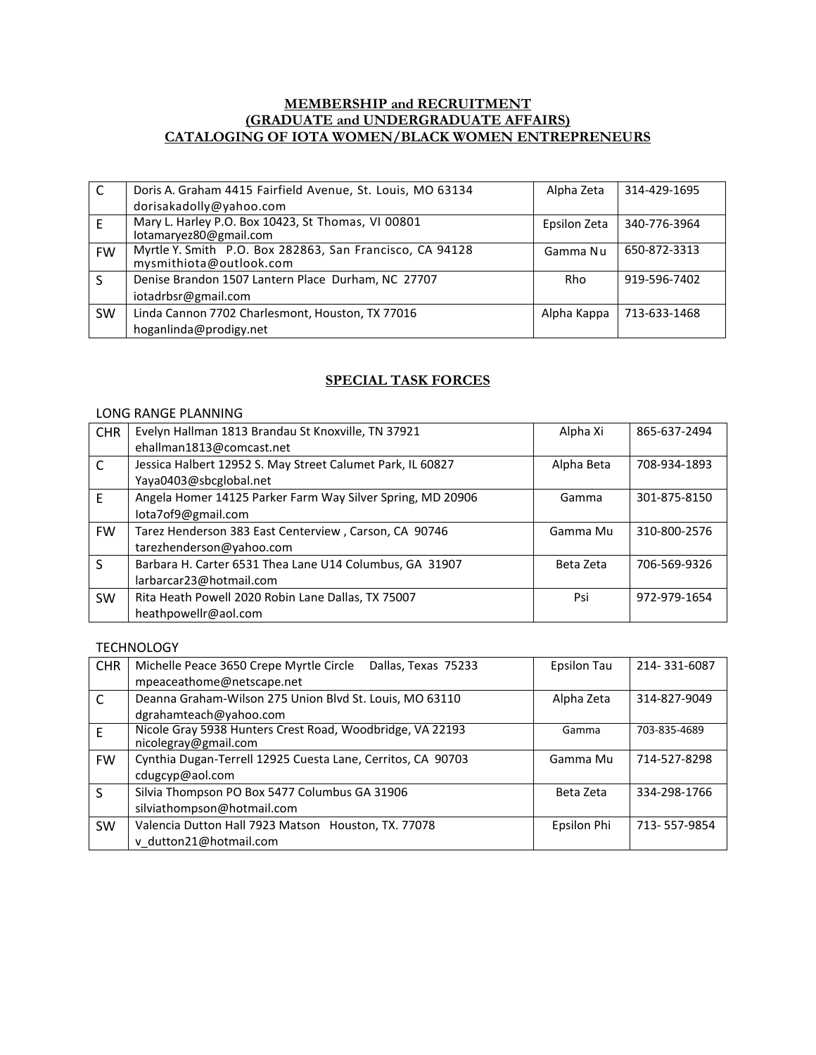**MEMBERSHIP and RECRUITMENT**
**(GRADUATE and UNDERGRADUATE AFFAIRS)**
**CATALOGING OF IOTA WOMEN/BLACK WOMEN ENTREPRENEURS**

| | | | |
|---|---|---|---|
| C | Doris A. Graham 4415 Fairfield Avenue, St. Louis, MO 63134 dorisakadolly@yahoo.com | Alpha Zeta | 314-429-1695 |
| E | Mary L. Harley P.O. Box 10423, St Thomas, VI 00801 Iotamaryez80@gmail.com | Epsilon Zeta | 340-776-3964 |
| FW | Myrtle Y. Smith P.O. Box 282863, San Francisco, CA 94128 mysmithiota@outlook.com | Gamma Nu | 650-872-3313 |
| S | Denise Brandon 1507 Lantern Place Durham, NC 27707 iotadrbsr@gmail.com | Rho | 919-596-7402 |
| SW | Linda Cannon 7702 Charlesmont, Houston, TX 77016 hoganlinda@prodigy.net | Alpha Kappa | 713-633-1468 |

## SPECIAL TASK FORCES

### LONG RANGE PLANNING

| | | | |
|---|---|---|---|
| CHR | Evelyn Hallman 1813 Brandau St Knoxville, TN 37921 ehallman1813@comcast.net | Alpha Xi | 865-637-2494 |
| C | Jessica Halbert 12952 S. May Street Calumet Park, IL 60827 Yaya0403@sbcglobal.net | Alpha Beta | 708-934-1893 |
| E | Angela Homer 14125 Parker Farm Way Silver Spring, MD 20906 Iota7of9@gmail.com | Gamma | 301-875-8150 |
| FW | Tarez Henderson 383 East Centerview , Carson, CA 90746 tarezhenderson@yahoo.com | Gamma Mu | 310-800-2576 |
| S | Barbara H. Carter 6531 Thea Lane U14 Columbus, GA 31907 larbarcar23@hotmail.com | Beta Zeta | 706-569-9326 |
| SW | Rita Heath Powell 2020 Robin Lane Dallas, TX 75007 heathpowellr@aol.com | Psi | 972-979-1654 |

### TECHNOLOGY

| | | | |
|---|---|---|---|
| CHR | Michelle Peace 3650 Crepe Myrtle Circle Dallas, Texas 75233 mpeaceathome@netscape.net | Epsilon Tau | 214- 331-6087 |
| C | Deanna Graham-Wilson 275 Union Blvd St. Louis, MO 63110 dgrahamteach@yahoo.com | Alpha Zeta | 314-827-9049 |
| E | Nicole Gray 5938 Hunters Crest Road, Woodbridge, VA 22193 nicolegray@gmail.com | Gamma | 703-835-4689 |
| FW | Cynthia Dugan-Terrell 12925 Cuesta Lane, Cerritos, CA 90703 cdugcyp@aol.com | Gamma Mu | 714-527-8298 |
| S | Silvia Thompson PO Box 5477 Columbus GA 31906 silviathompson@hotmail.com | Beta Zeta | 334-298-1766 |
| SW | Valencia Dutton Hall 7923 Matson Houston, TX. 77078 v_dutton21@hotmail.com | Epsilon Phi | 713- 557-9854 |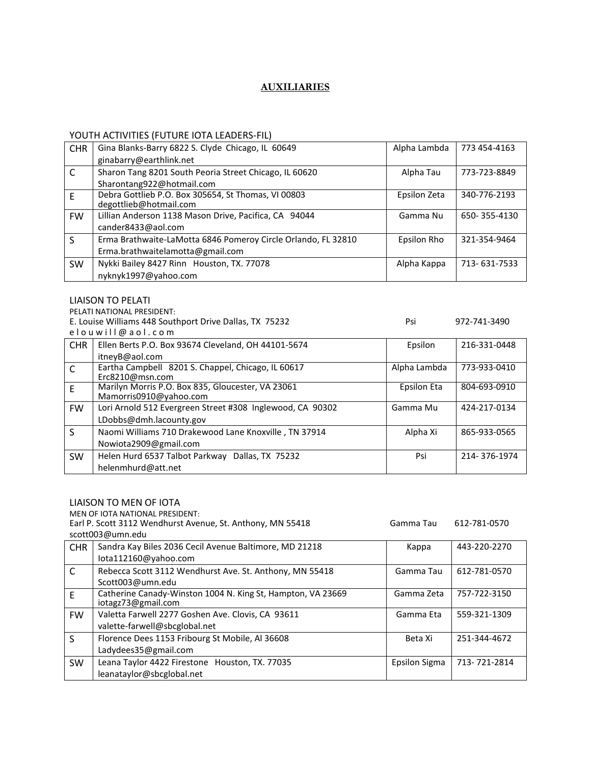## AUXILIARIES

### YOUTH ACTIVITIES (FUTURE IOTA LEADERS-FIL)

| | | | |
|---|---|---|---|
| CHR | Gina Blanks-Barry 6822 S. Clyde Chicago, IL 60649<br>ginabarry@earthlink.net | Alpha Lambda | 773 454-4163 |
| C | Sharon Tang 8201 South Peoria Street Chicago, IL 60620<br>Sharontang922@hotmail.com | Alpha Tau | 773-723-8849 |
| E | Debra Gottlieb P.O. Box 305654, St Thomas, VI 00803<br>degottlieb@hotmail.com | Epsilon Zeta | 340-776-2193 |
| FW | Lillian Anderson 1138 Mason Drive, Pacifica, CA 94044<br>cander8433@aol.com | Gamma Nu | 650- 355-4130 |
| S | Erma Brathwaite-LaMotta 6846 Pomeroy Circle Orlando, FL 32810<br>Erma.brathwaitelamotta@gmail.com | Epsilon Rho | 321-354-9464 |
| SW | Nykki Bailey 8427 Rinn Houston, TX. 77078<br>nyknyk1997@yahoo.com | Alpha Kappa | 713- 631-7533 |

### LIAISON TO PELATI

PELATI NATIONAL PRESIDENT:
E. Louise Williams 448 Southport Drive Dallas, TX 75232 — Psi — 972-741-3490
e l o u w i l l @ a o l . c o m

| | | | |
|---|---|---|---|
| CHR | Ellen Berts P.O. Box 93674 Cleveland, OH 44101-5674<br>itneyB@aol.com | Epsilon | 216-331-0448 |
| C | Eartha Campbell 8201 S. Chappel, Chicago, IL 60617<br>Erc8210@msn.com | Alpha Lambda | 773-933-0410 |
| E | Marilyn Morris P.O. Box 835, Gloucester, VA 23061<br>Mamorris0910@yahoo.com | Epsilon Eta | 804-693-0910 |
| FW | Lori Arnold 512 Evergreen Street #308 Inglewood, CA 90302<br>LDobbs@dmh.lacounty.gov | Gamma Mu | 424-217-0134 |
| S | Naomi Williams 710 Drakewood Lane Knoxville , TN 37914<br>Nowiota2909@gmail.com | Alpha Xi | 865-933-0565 |
| SW | Helen Hurd 6537 Talbot Parkway Dallas, TX 75232<br>helenmhurd@att.net | Psi | 214- 376-1974 |

### LIAISON TO MEN OF IOTA

MEN OF IOTA NATIONAL PRESIDENT:
Earl P. Scott 3112 Wendhurst Avenue, St. Anthony, MN 55418 — Gamma Tau — 612-781-0570
scott003@umn.edu

| | | | |
|---|---|---|---|
| CHR | Sandra Kay Biles 2036 Cecil Avenue Baltimore, MD 21218<br>Iota112160@yahoo.com | Kappa | 443-220-2270 |
| C | Rebecca Scott 3112 Wendhurst Ave. St. Anthony, MN 55418<br>Scott003@umn.edu | Gamma Tau | 612-781-0570 |
| E | Catherine Canady-Winston 1004 N. King St, Hampton, VA 23669<br>iotagz73@gmail.com | Gamma Zeta | 757-722-3150 |
| FW | Valetta Farwell 2277 Goshen Ave. Clovis, CA 93611<br>valette-farwell@sbcglobal.net | Gamma Eta | 559-321-1309 |
| S | Florence Dees 1153 Fribourg St Mobile, Al 36608<br>Ladydees35@gmail.com | Beta Xi | 251-344-4672 |
| SW | Leana Taylor 4422 Firestone Houston, TX. 77035<br>leanataylor@sbcglobal.net | Epsilon Sigma | 713- 721-2814 |